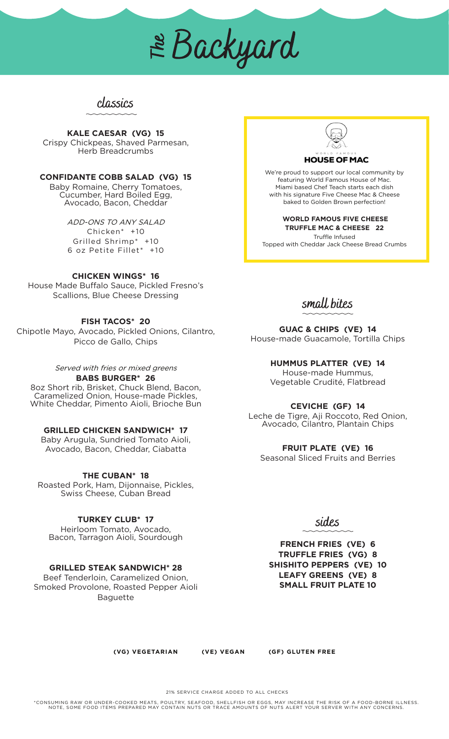# The Backyard

## classics

**KALE CAESAR (VG) 15**
Crispy Chickpeas, Shaved Parmesan, Herb Breadcrumbs

**CONFIDANTE COBB SALAD (VG) 15**
Baby Romaine, Cherry Tomatoes, Cucumber, Hard Boiled Egg, Avocado, Bacon, Cheddar

*ADD-ONS TO ANY SALAD*
Chicken* +10
Grilled Shrimp* +10
6 oz Petite Fillet* +10

**CHICKEN WINGS* 16**
House Made Buffalo Sauce, Pickled Fresno's Scallions, Blue Cheese Dressing

**FISH TACOS* 20**
Chipotle Mayo, Avocado, Pickled Onions, Cilantro, Picco de Gallo, Chips

*Served with fries or mixed greens*

**BABS BURGER* 26**
8oz Short rib, Brisket, Chuck Blend, Bacon, Caramelized Onion, House-made Pickles, White Cheddar, Pimento Aioli, Brioche Bun

**GRILLED CHICKEN SANDWICH* 17**
Baby Arugula, Sundried Tomato Aioli, Avocado, Bacon, Cheddar, Ciabatta

**THE CUBAN* 18**
Roasted Pork, Ham, Dijonnaise, Pickles, Swiss Cheese, Cuban Bread

**TURKEY CLUB* 17**
Heirloom Tomato, Avocado, Bacon, Tarragon Aioli, Sourdough

**GRILLED STEAK SANDWICH* 28**
Beef Tenderloin, Caramelized Onion, Smoked Provolone, Roasted Pepper Aioli Baguette

## WORLD FAMOUS HOUSE OF MAC

We're proud to support our local community by featuring World Famous House of Mac. Miami based Chef Teach starts each dish with his signature Five Cheese Mac & Cheese baked to Golden Brown perfection!

**WORLD FAMOUS FIVE CHEESE TRUFFLE MAC & CHEESE 22**
Truffle Infused
Topped with Cheddar Jack Cheese Bread Crumbs

## small bites

**GUAC & CHIPS (VE) 14**
House-made Guacamole, Tortilla Chips

**HUMMUS PLATTER (VE) 14**
House-made Hummus, Vegetable Crudité, Flatbread

**CEVICHE (GF) 14**
Leche de Tigre, Aji Roccoto, Red Onion, Avocado, Cilantro, Plantain Chips

**FRUIT PLATE (VE) 16**
Seasonal Sliced Fruits and Berries

## sides

**FRENCH FRIES (VE) 6**
**TRUFFLE FRIES (VG) 8**
**SHISHITO PEPPERS (VE) 10**
**LEAFY GREENS (VE) 8**
**SMALL FRUIT PLATE 10**

**(VG) VEGETARIAN** **(VE) VEGAN** **(GF) GLUTEN FREE**

21% SERVICE CHARGE ADDED TO ALL CHECKS

*CONSUMING RAW OR UNDER-COOKED MEATS, POULTRY, SEAFOOD, SHELLFISH OR EGGS, MAY INCREASE THE RISK OF A FOOD-BORNE ILLNESS. NOTE, SOME FOOD ITEMS PREPARED MAY CONTAIN NUTS OR TRACE AMOUNTS OF NUTS ALERT YOUR SERVER WITH ANY CONCERNS.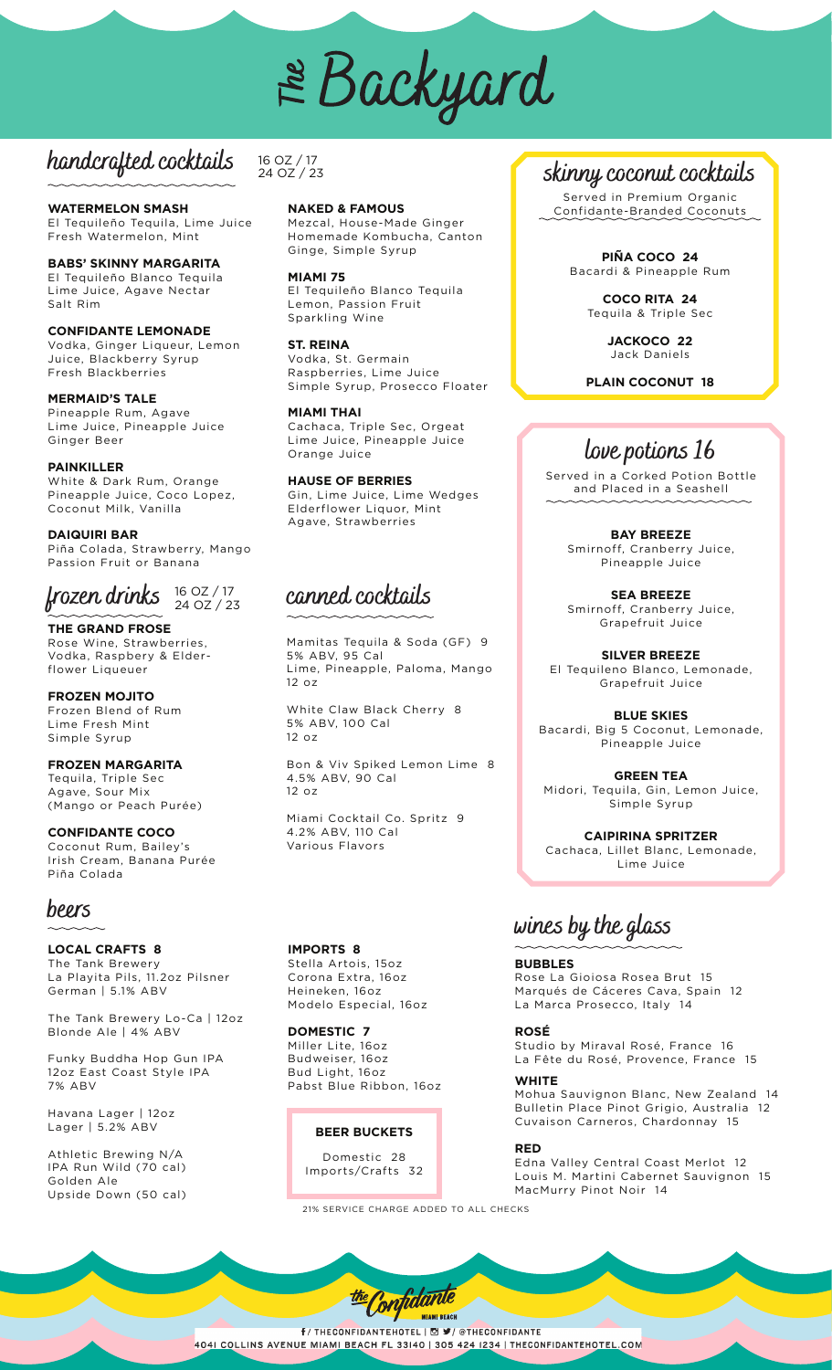# The Backyard

## handcrafted cocktails

16 OZ / 17
24 OZ / 23

**WATERMELON SMASH**
El Tequileño Tequila, Lime Juice
Fresh Watermelon, Mint

**BABS' SKINNY MARGARITA**
El Tequileño Blanco Tequila
Lime Juice, Agave Nectar
Salt Rim

**CONFIDANTE LEMONADE**
Vodka, Ginger Liqueur, Lemon
Juice, Blackberry Syrup
Fresh Blackberries

**MERMAID'S TALE**
Pineapple Rum, Agave
Lime Juice, Pineapple Juice
Ginger Beer

**PAINKILLER**
White & Dark Rum, Orange
Pineapple Juice, Coco Lopez,
Coconut Milk, Vanilla

**DAIQUIRI BAR**
Piña Colada, Strawberry, Mango
Passion Fruit or Banana

**NAKED & FAMOUS**
Mezcal, House-Made Ginger
Homemade Kombucha, Canton
Ginge, Simple Syrup

**MIAMI 75**
El Tequileño Blanco Tequila
Lemon, Passion Fruit
Sparkling Wine

**ST. REINA**
Vodka, St. Germain
Raspberries, Lime Juice
Simple Syrup, Prosecco Floater

**MIAMI THAI**
Cachaca, Triple Sec, Orgeat
Lime Juice, Pineapple Juice
Orange Juice

**HAUSE OF BERRIES**
Gin, Lime Juice, Lime Wedges
Elderflower Liquor, Mint
Agave, Strawberries

## frozen drinks

16 OZ / 17
24 OZ / 23

**THE GRAND FROSE**
Rose Wine, Strawberries,
Vodka, Raspbery & Elder-
flower Liqueuer

**FROZEN MOJITO**
Frozen Blend of Rum
Lime Fresh Mint
Simple Syrup

**FROZEN MARGARITA**
Tequila, Triple Sec
Agave, Sour Mix
(Mango or Peach Purée)

**CONFIDANTE COCO**
Coconut Rum, Bailey's
Irish Cream, Banana Purée
Piña Colada

## canned cocktails

Mamitas Tequila & Soda (GF) 9
5% ABV, 95 Cal
Lime, Pineapple, Paloma, Mango
12 oz

White Claw Black Cherry 8
5% ABV, 100 Cal
12 oz

Bon & Viv Spiked Lemon Lime 8
4.5% ABV, 90 Cal
12 oz

Miami Cocktail Co. Spritz 9
4.2% ABV, 110 Cal
Various Flavors

## beers

**LOCAL CRAFTS 8**

The Tank Brewery
La Playita Pils, 11.2oz Pilsner
German | 5.1% ABV

The Tank Brewery Lo-Ca | 12oz
Blonde Ale | 4% ABV

Funky Buddha Hop Gun IPA
12oz East Coast Style IPA
7% ABV

Havana Lager | 12oz
Lager | 5.2% ABV

Athletic Brewing N/A
IPA Run Wild (70 cal)
Golden Ale
Upside Down (50 cal)

**IMPORTS 8**

Stella Artois, 15oz
Corona Extra, 16oz
Heineken, 16oz
Modelo Especial, 16oz

**DOMESTIC 7**

Miller Lite, 16oz
Budweiser, 16oz
Bud Light, 16oz
Pabst Blue Ribbon, 16oz

**BEER BUCKETS**

Domestic 28
Imports/Crafts 32

## skinny coconut cocktails

Served in Premium Organic Confidante-Branded Coconuts

**PIÑA COCO 24**
Bacardi & Pineapple Rum

**COCO RITA 24**
Tequila & Triple Sec

**JACKOCO 22**
Jack Daniels

**PLAIN COCONUT 18**

## love potions 16

Served in a Corked Potion Bottle and Placed in a Seashell

**BAY BREEZE**
Smirnoff, Cranberry Juice,
Pineapple Juice

**SEA BREEZE**
Smirnoff, Cranberry Juice,
Grapefruit Juice

**SILVER BREEZE**
El Tequileno Blanco, Lemonade,
Grapefruit Juice

**BLUE SKIES**
Bacardi, Big 5 Coconut, Lemonade,
Pineapple Juice

**GREEN TEA**
Midori, Tequila, Gin, Lemon Juice,
Simple Syrup

**CAIPIRINA SPRITZER**
Cachaca, Lillet Blanc, Lemonade,
Lime Juice

## wines by the glass

**BUBBLES**
Rose La Gioiosa Rosea Brut 15
Marqués de Cáceres Cava, Spain 12
La Marca Prosecco, Italy 14

**ROSÉ**
Studio by Miraval Rosé, France 16
La Fête du Rosé, Provence, France 15

**WHITE**
Mohua Sauvignon Blanc, New Zealand 14
Bulletin Place Pinot Grigio, Australia 12
Cuvaison Carneros, Chardonnay 15

**RED**
Edna Valley Central Coast Merlot 12
Louis M. Martini Cabernet Sauvignon 15
MacMurry Pinot Noir 14

21% SERVICE CHARGE ADDED TO ALL CHECKS

the Confidante MIAMI BEACH

f / THECONFIDANTEHOTEL | @THECONFIDANTE
4041 COLLINS AVENUE MIAMI BEACH FL 33140 | 305 424 1234 | THECONFIDANTEHOTEL.COM